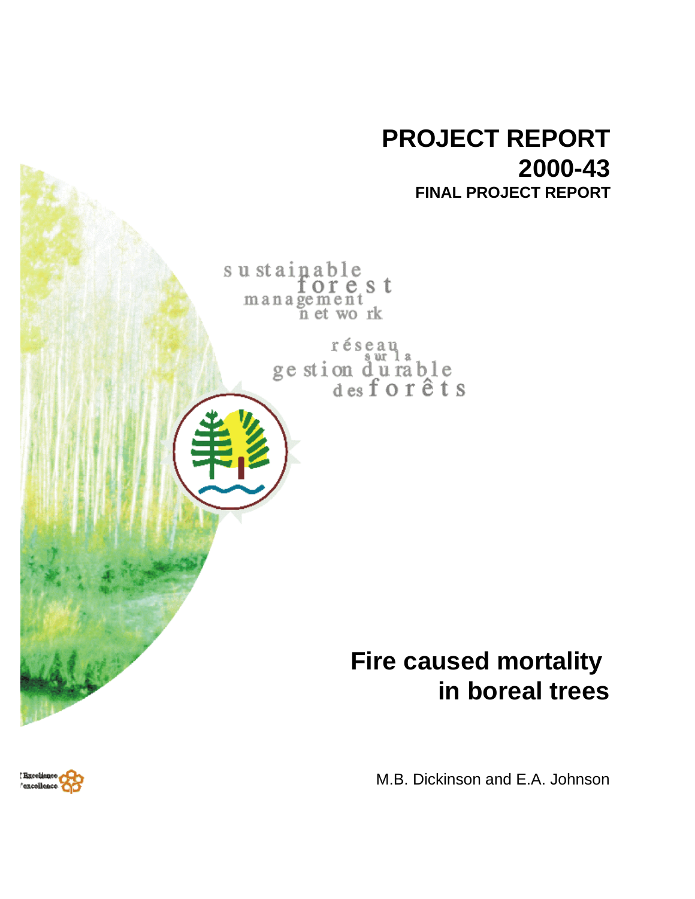# PROJECT REPORT
# 2000-43
## FINAL PROJECT REPORT

sustainable forest management network

réseau sur la gestion durable des forêts

# Fire caused mortality in boreal trees

M.B. Dickinson and E.A. Johnson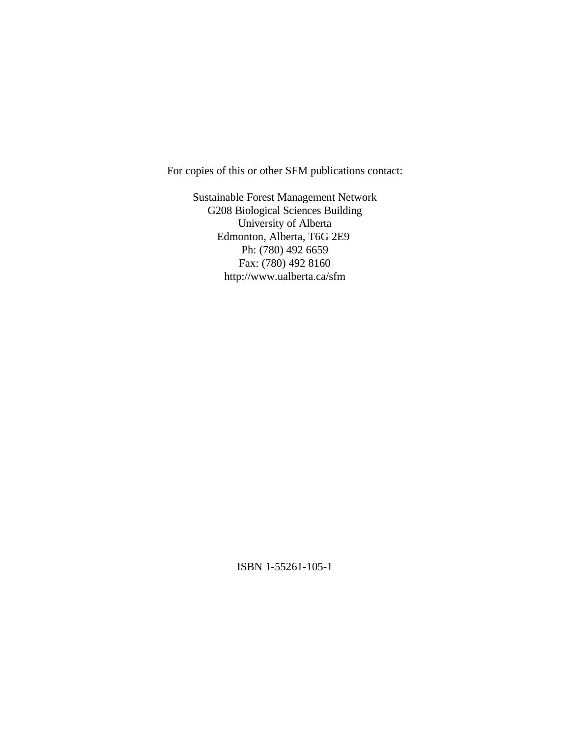For copies of this or other SFM publications contact:

Sustainable Forest Management Network
G208 Biological Sciences Building
University of Alberta
Edmonton, Alberta, T6G 2E9
Ph: (780) 492 6659
Fax: (780) 492 8160
http://www.ualberta.ca/sfm

ISBN 1-55261-105-1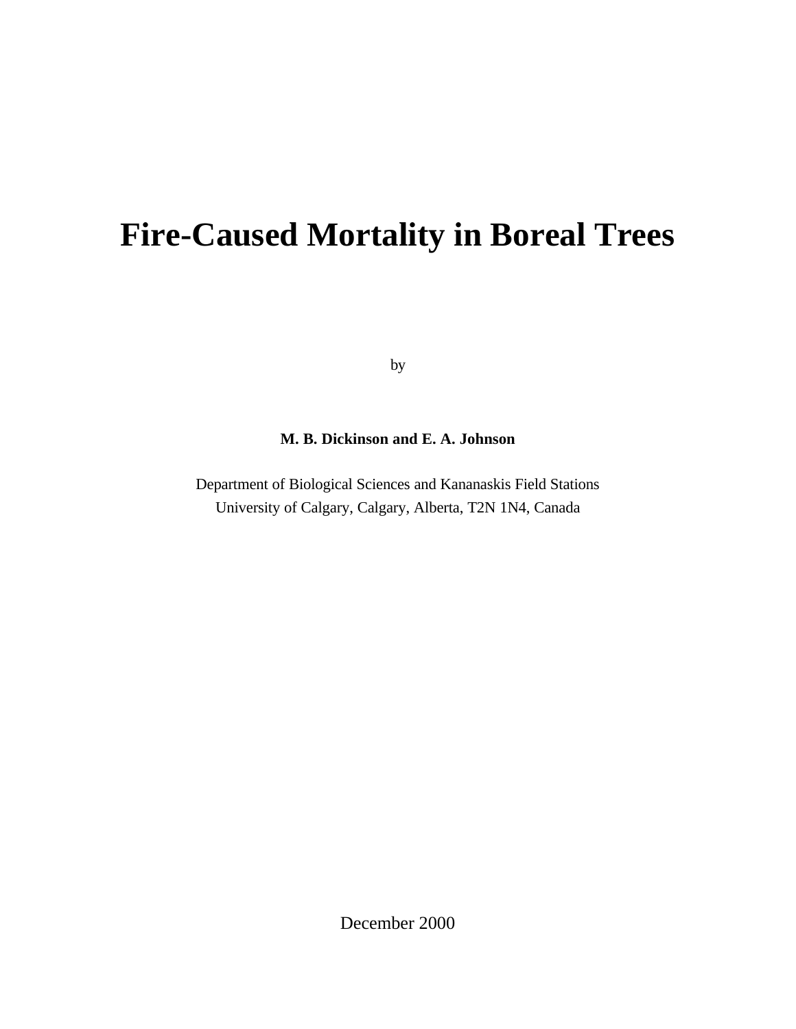# Fire-Caused Mortality in Boreal Trees

by

**M. B. Dickinson and E. A. Johnson**

Department of Biological Sciences and Kananaskis Field Stations
University of Calgary, Calgary, Alberta, T2N 1N4, Canada

December 2000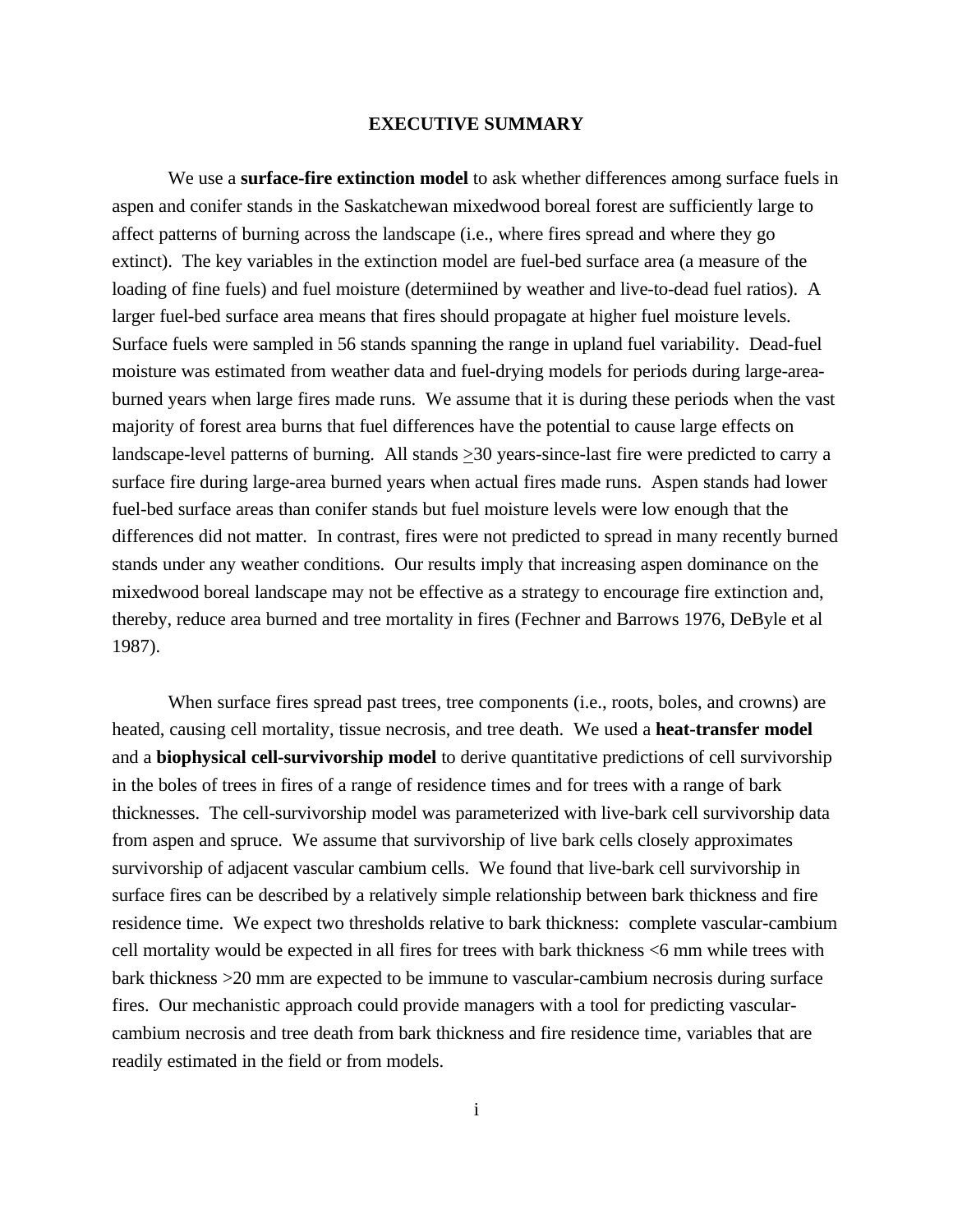# EXECUTIVE SUMMARY

We use a **surface-fire extinction model** to ask whether differences among surface fuels in aspen and conifer stands in the Saskatchewan mixedwood boreal forest are sufficiently large to affect patterns of burning across the landscape (i.e., where fires spread and where they go extinct). The key variables in the extinction model are fuel-bed surface area (a measure of the loading of fine fuels) and fuel moisture (determiined by weather and live-to-dead fuel ratios). A larger fuel-bed surface area means that fires should propagate at higher fuel moisture levels. Surface fuels were sampled in 56 stands spanning the range in upland fuel variability. Dead-fuel moisture was estimated from weather data and fuel-drying models for periods during large-area-burned years when large fires made runs. We assume that it is during these periods when the vast majority of forest area burns that fuel differences have the potential to cause large effects on landscape-level patterns of burning. All stands ≥30 years-since-last fire were predicted to carry a surface fire during large-area burned years when actual fires made runs. Aspen stands had lower fuel-bed surface areas than conifer stands but fuel moisture levels were low enough that the differences did not matter. In contrast, fires were not predicted to spread in many recently burned stands under any weather conditions. Our results imply that increasing aspen dominance on the mixedwood boreal landscape may not be effective as a strategy to encourage fire extinction and, thereby, reduce area burned and tree mortality in fires (Fechner and Barrows 1976, DeByle et al 1987).

When surface fires spread past trees, tree components (i.e., roots, boles, and crowns) are heated, causing cell mortality, tissue necrosis, and tree death. We used a **heat-transfer model** and a **biophysical cell-survivorship model** to derive quantitative predictions of cell survivorship in the boles of trees in fires of a range of residence times and for trees with a range of bark thicknesses. The cell-survivorship model was parameterized with live-bark cell survivorship data from aspen and spruce. We assume that survivorship of live bark cells closely approximates survivorship of adjacent vascular cambium cells. We found that live-bark cell survivorship in surface fires can be described by a relatively simple relationship between bark thickness and fire residence time. We expect two thresholds relative to bark thickness: complete vascular-cambium cell mortality would be expected in all fires for trees with bark thickness <6 mm while trees with bark thickness >20 mm are expected to be immune to vascular-cambium necrosis during surface fires. Our mechanistic approach could provide managers with a tool for predicting vascular-cambium necrosis and tree death from bark thickness and fire residence time, variables that are readily estimated in the field or from models.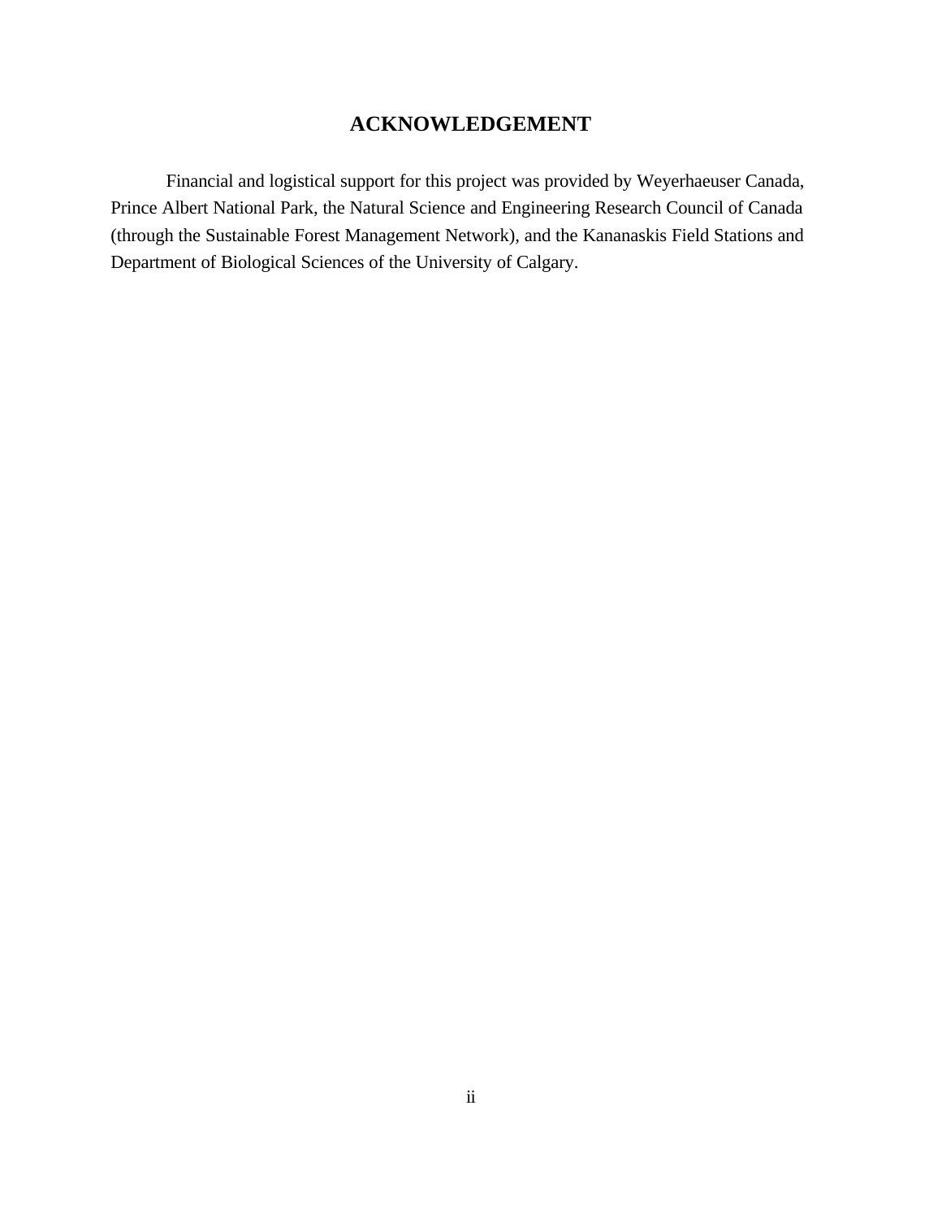# ACKNOWLEDGEMENT

Financial and logistical support for this project was provided by Weyerhaeuser Canada, Prince Albert National Park, the Natural Science and Engineering Research Council of Canada (through the Sustainable Forest Management Network), and the Kananaskis Field Stations and Department of Biological Sciences of the University of Calgary.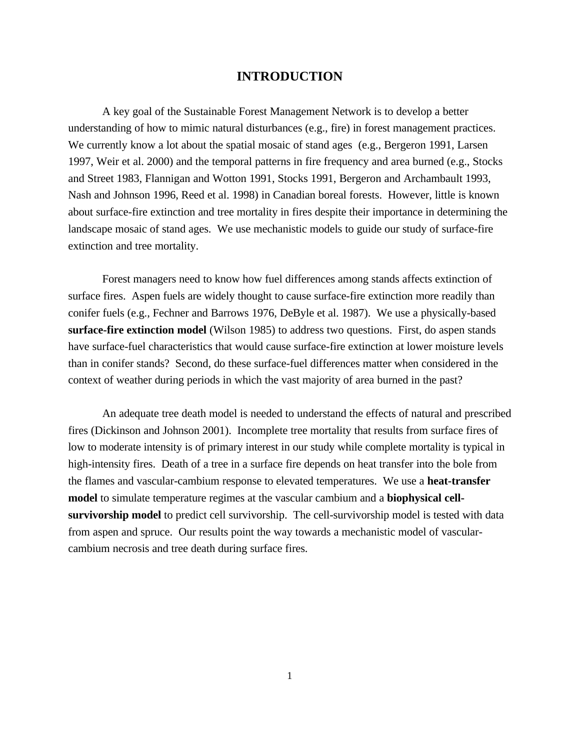# INTRODUCTION

A key goal of the Sustainable Forest Management Network is to develop a better understanding of how to mimic natural disturbances (e.g., fire) in forest management practices. We currently know a lot about the spatial mosaic of stand ages (e.g., Bergeron 1991, Larsen 1997, Weir et al. 2000) and the temporal patterns in fire frequency and area burned (e.g., Stocks and Street 1983, Flannigan and Wotton 1991, Stocks 1991, Bergeron and Archambault 1993, Nash and Johnson 1996, Reed et al. 1998) in Canadian boreal forests. However, little is known about surface-fire extinction and tree mortality in fires despite their importance in determining the landscape mosaic of stand ages. We use mechanistic models to guide our study of surface-fire extinction and tree mortality.

Forest managers need to know how fuel differences among stands affects extinction of surface fires. Aspen fuels are widely thought to cause surface-fire extinction more readily than conifer fuels (e.g., Fechner and Barrows 1976, DeByle et al. 1987). We use a physically-based **surface-fire extinction model** (Wilson 1985) to address two questions. First, do aspen stands have surface-fuel characteristics that would cause surface-fire extinction at lower moisture levels than in conifer stands? Second, do these surface-fuel differences matter when considered in the context of weather during periods in which the vast majority of area burned in the past?

An adequate tree death model is needed to understand the effects of natural and prescribed fires (Dickinson and Johnson 2001). Incomplete tree mortality that results from surface fires of low to moderate intensity is of primary interest in our study while complete mortality is typical in high-intensity fires. Death of a tree in a surface fire depends on heat transfer into the bole from the flames and vascular-cambium response to elevated temperatures. We use a **heat-transfer model** to simulate temperature regimes at the vascular cambium and a **biophysical cell-survivorship model** to predict cell survivorship. The cell-survivorship model is tested with data from aspen and spruce. Our results point the way towards a mechanistic model of vascular-cambium necrosis and tree death during surface fires.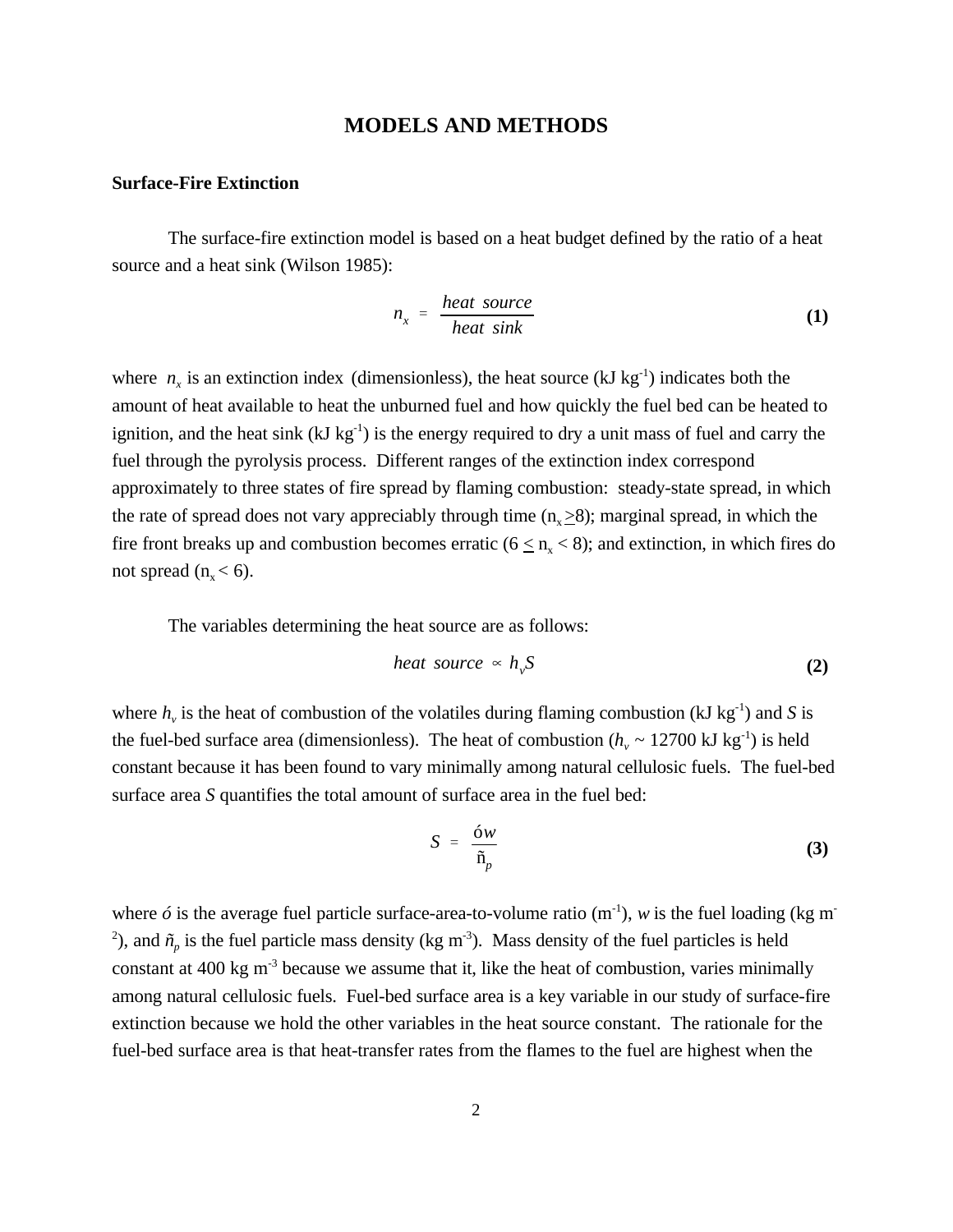## MODELS AND METHODS

### Surface-Fire Extinction

The surface-fire extinction model is based on a heat budget defined by the ratio of a heat source and a heat sink (Wilson 1985):

$$n_x = \frac{heat\ source}{heat\ sink} \quad \textbf{(1)}$$

where $n_x$ is an extinction index (dimensionless), the heat source (kJ kg$^{-1}$) indicates both the amount of heat available to heat the unburned fuel and how quickly the fuel bed can be heated to ignition, and the heat sink (kJ kg$^{-1}$) is the energy required to dry a unit mass of fuel and carry the fuel through the pyrolysis process. Different ranges of the extinction index correspond approximately to three states of fire spread by flaming combustion: steady-state spread, in which the rate of spread does not vary appreciably through time ($n_x \geq 8$); marginal spread, in which the fire front breaks up and combustion becomes erratic ($6 \leq n_x < 8$); and extinction, in which fires do not spread ($n_x < 6$).

The variables determining the heat source are as follows:

$$heat\ source \propto h_v S \quad \textbf{(2)}$$

where $h_v$ is the heat of combustion of the volatiles during flaming combustion (kJ kg$^{-1}$) and $S$ is the fuel-bed surface area (dimensionless). The heat of combustion ($h_v$ ~ 12700 kJ kg$^{-1}$) is held constant because it has been found to vary minimally among natural cellulosic fuels. The fuel-bed surface area $S$ quantifies the total amount of surface area in the fuel bed:

$$S = \frac{\sigma w}{\rho_p} \quad \textbf{(3)}$$

where $\sigma$ is the average fuel particle surface-area-to-volume ratio (m$^{-1}$), $w$ is the fuel loading (kg m$^{-2}$), and $\rho_p$ is the fuel particle mass density (kg m$^{-3}$). Mass density of the fuel particles is held constant at 400 kg m$^{-3}$ because we assume that it, like the heat of combustion, varies minimally among natural cellulosic fuels. Fuel-bed surface area is a key variable in our study of surface-fire extinction because we hold the other variables in the heat source constant. The rationale for the fuel-bed surface area is that heat-transfer rates from the flames to the fuel are highest when the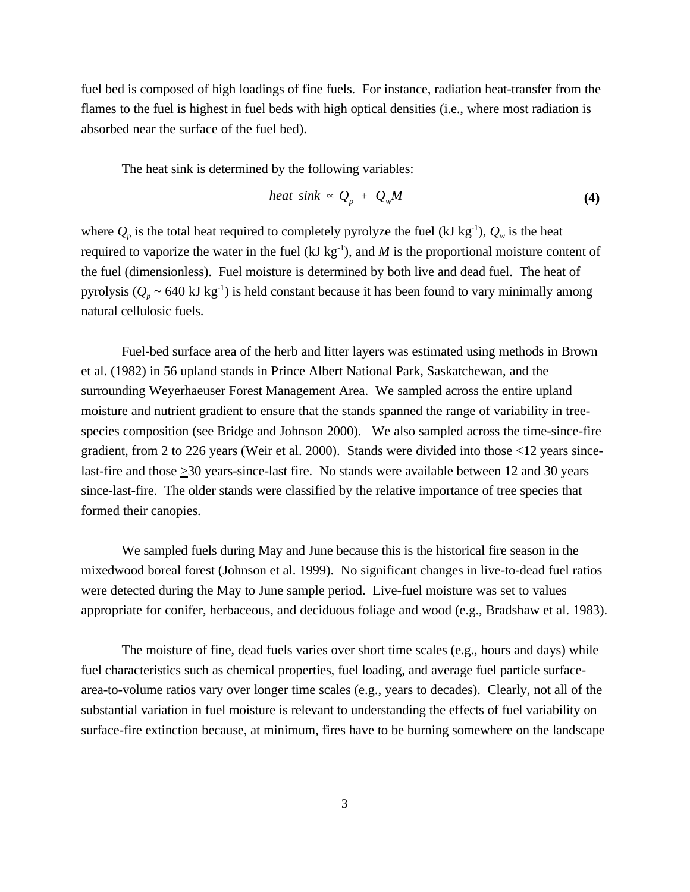fuel bed is composed of high loadings of fine fuels.  For instance, radiation heat-transfer from the flames to the fuel is highest in fuel beds with high optical densities (i.e., where most radiation is absorbed near the surface of the fuel bed).

The heat sink is determined by the following variables:

$$heat\ sink \propto Q_p + Q_w M \tag{4}$$

where $Q_p$ is the total heat required to completely pyrolyze the fuel (kJ kg$^{-1}$), $Q_w$ is the heat required to vaporize the water in the fuel (kJ kg$^{-1}$), and $M$ is the proportional moisture content of the fuel (dimensionless).  Fuel moisture is determined by both live and dead fuel.  The heat of pyrolysis ($Q_p \sim 640$ kJ kg$^{-1}$) is held constant because it has been found to vary minimally among natural cellulosic fuels.

Fuel-bed surface area of the herb and litter layers was estimated using methods in Brown et al. (1982) in 56 upland stands in Prince Albert National Park, Saskatchewan, and the surrounding Weyerhaeuser Forest Management Area.  We sampled across the entire upland moisture and nutrient gradient to ensure that the stands spanned the range of variability in tree-species composition (see Bridge and Johnson 2000).   We also sampled across the time-since-fire gradient, from 2 to 226 years (Weir et al. 2000).  Stands were divided into those $\leq$12 years since-last-fire and those $\geq$30 years-since-last fire.  No stands were available between 12 and 30 years since-last-fire.  The older stands were classified by the relative importance of tree species that formed their canopies.

We sampled fuels during May and June because this is the historical fire season in the mixedwood boreal forest (Johnson et al. 1999).  No significant changes in live-to-dead fuel ratios were detected during the May to June sample period.  Live-fuel moisture was set to values appropriate for conifer, herbaceous, and deciduous foliage and wood (e.g., Bradshaw et al. 1983).

The moisture of fine, dead fuels varies over short time scales (e.g., hours and days) while fuel characteristics such as chemical properties, fuel loading, and average fuel particle surface-area-to-volume ratios vary over longer time scales (e.g., years to decades).  Clearly, not all of the substantial variation in fuel moisture is relevant to understanding the effects of fuel variability on surface-fire extinction because, at minimum, fires have to be burning somewhere on the landscape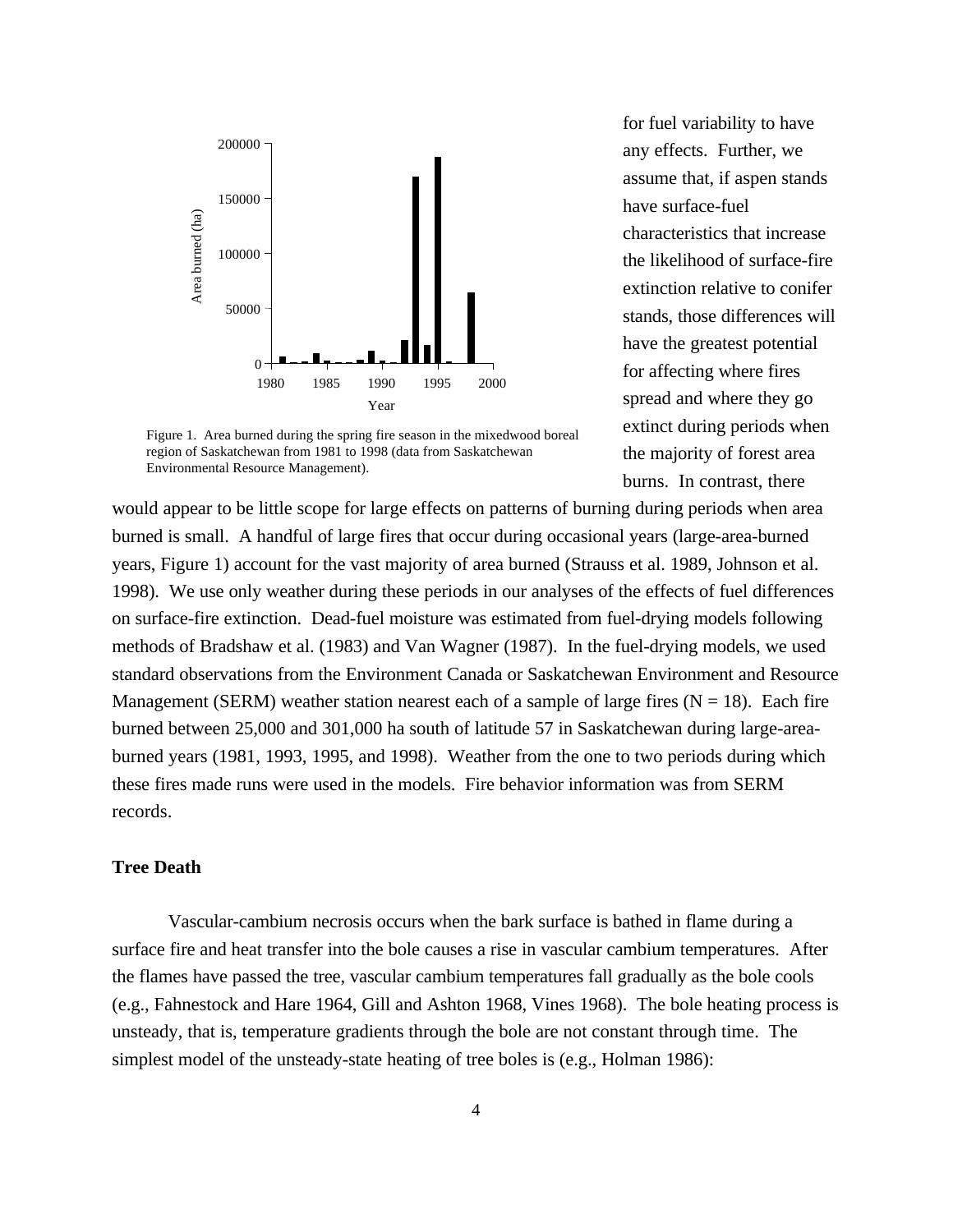Figure 1. Area burned during the spring fire season in the mixedwood boreal region of Saskatchewan from 1981 to 1998 (data from Saskatchewan Environmental Resource Management).

for fuel variability to have any effects. Further, we assume that, if aspen stands have surface-fuel characteristics that increase the likelihood of surface-fire extinction relative to conifer stands, those differences will have the greatest potential for affecting where fires spread and where they go extinct during periods when the majority of forest area burns. In contrast, there would appear to be little scope for large effects on patterns of burning during periods when area burned is small. A handful of large fires that occur during occasional years (large-area-burned years, Figure 1) account for the vast majority of area burned (Strauss et al. 1989, Johnson et al. 1998). We use only weather during these periods in our analyses of the effects of fuel differences on surface-fire extinction. Dead-fuel moisture was estimated from fuel-drying models following methods of Bradshaw et al. (1983) and Van Wagner (1987). In the fuel-drying models, we used standard observations from the Environment Canada or Saskatchewan Environment and Resource Management (SERM) weather station nearest each of a sample of large fires (N = 18). Each fire burned between 25,000 and 301,000 ha south of latitude 57 in Saskatchewan during large-area-burned years (1981, 1993, 1995, and 1998). Weather from the one to two periods during which these fires made runs were used in the models. Fire behavior information was from SERM records.

## Tree Death

Vascular-cambium necrosis occurs when the bark surface is bathed in flame during a surface fire and heat transfer into the bole causes a rise in vascular cambium temperatures. After the flames have passed the tree, vascular cambium temperatures fall gradually as the bole cools (e.g., Fahnestock and Hare 1964, Gill and Ashton 1968, Vines 1968). The bole heating process is unsteady, that is, temperature gradients through the bole are not constant through time. The simplest model of the unsteady-state heating of tree boles is (e.g., Holman 1986):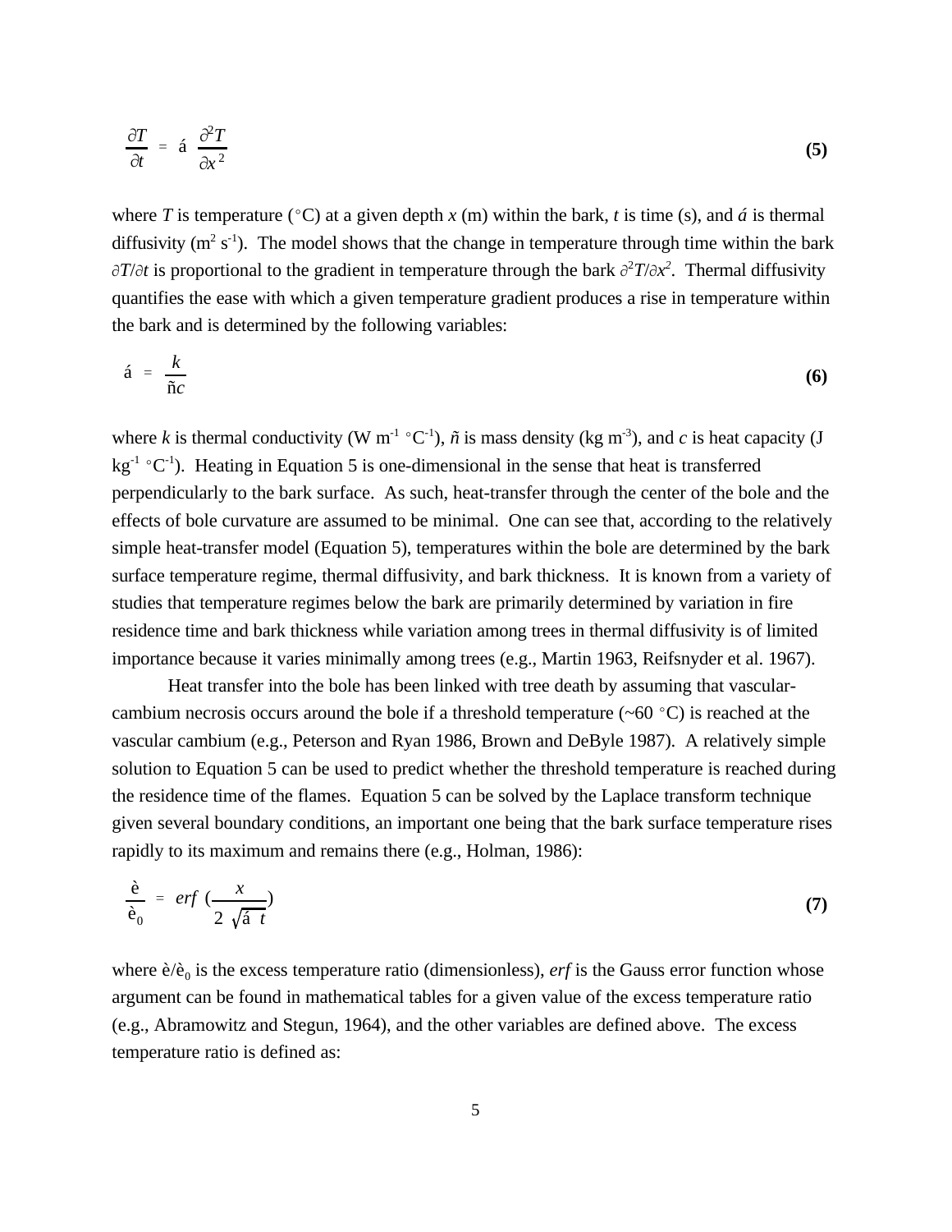$$\frac{\partial T}{\partial t} = \alpha \frac{\partial^2 T}{\partial x^2} \quad \textbf{(5)}$$

where $T$ is temperature (°C) at a given depth $x$ (m) within the bark, $t$ is time (s), and $\alpha$ is thermal diffusivity ($m^2 s^{-1}$). The model shows that the change in temperature through time within the bark $\partial T/\partial t$ is proportional to the gradient in temperature through the bark $\partial^2 T/\partial x^2$. Thermal diffusivity quantifies the ease with which a given temperature gradient produces a rise in temperature within the bark and is determined by the following variables:

$$\alpha = \frac{k}{\rho c} \quad \textbf{(6)}$$

where $k$ is thermal conductivity ($W\ m^{-1}\ {}^{\circ}C^{-1}$), $\rho$ is mass density ($kg\ m^{-3}$), and $c$ is heat capacity ($J\ kg^{-1}\ {}^{\circ}C^{-1}$). Heating in Equation 5 is one-dimensional in the sense that heat is transferred perpendicularly to the bark surface. As such, heat-transfer through the center of the bole and the effects of bole curvature are assumed to be minimal. One can see that, according to the relatively simple heat-transfer model (Equation 5), temperatures within the bole are determined by the bark surface temperature regime, thermal diffusivity, and bark thickness. It is known from a variety of studies that temperature regimes below the bark are primarily determined by variation in fire residence time and bark thickness while variation among trees in thermal diffusivity is of limited importance because it varies minimally among trees (e.g., Martin 1963, Reifsnyder et al. 1967).

Heat transfer into the bole has been linked with tree death by assuming that vascular-cambium necrosis occurs around the bole if a threshold temperature (~60 °C) is reached at the vascular cambium (e.g., Peterson and Ryan 1986, Brown and DeByle 1987). A relatively simple solution to Equation 5 can be used to predict whether the threshold temperature is reached during the residence time of the flames. Equation 5 can be solved by the Laplace transform technique given several boundary conditions, an important one being that the bark surface temperature rises rapidly to its maximum and remains there (e.g., Holman, 1986):

$$\frac{\theta}{\theta_0} = erf\left(\frac{x}{2\sqrt{\alpha\ t}}\right) \quad \textbf{(7)}$$

where $\theta/\theta_0$ is the excess temperature ratio (dimensionless), *erf* is the Gauss error function whose argument can be found in mathematical tables for a given value of the excess temperature ratio (e.g., Abramowitz and Stegun, 1964), and the other variables are defined above. The excess temperature ratio is defined as: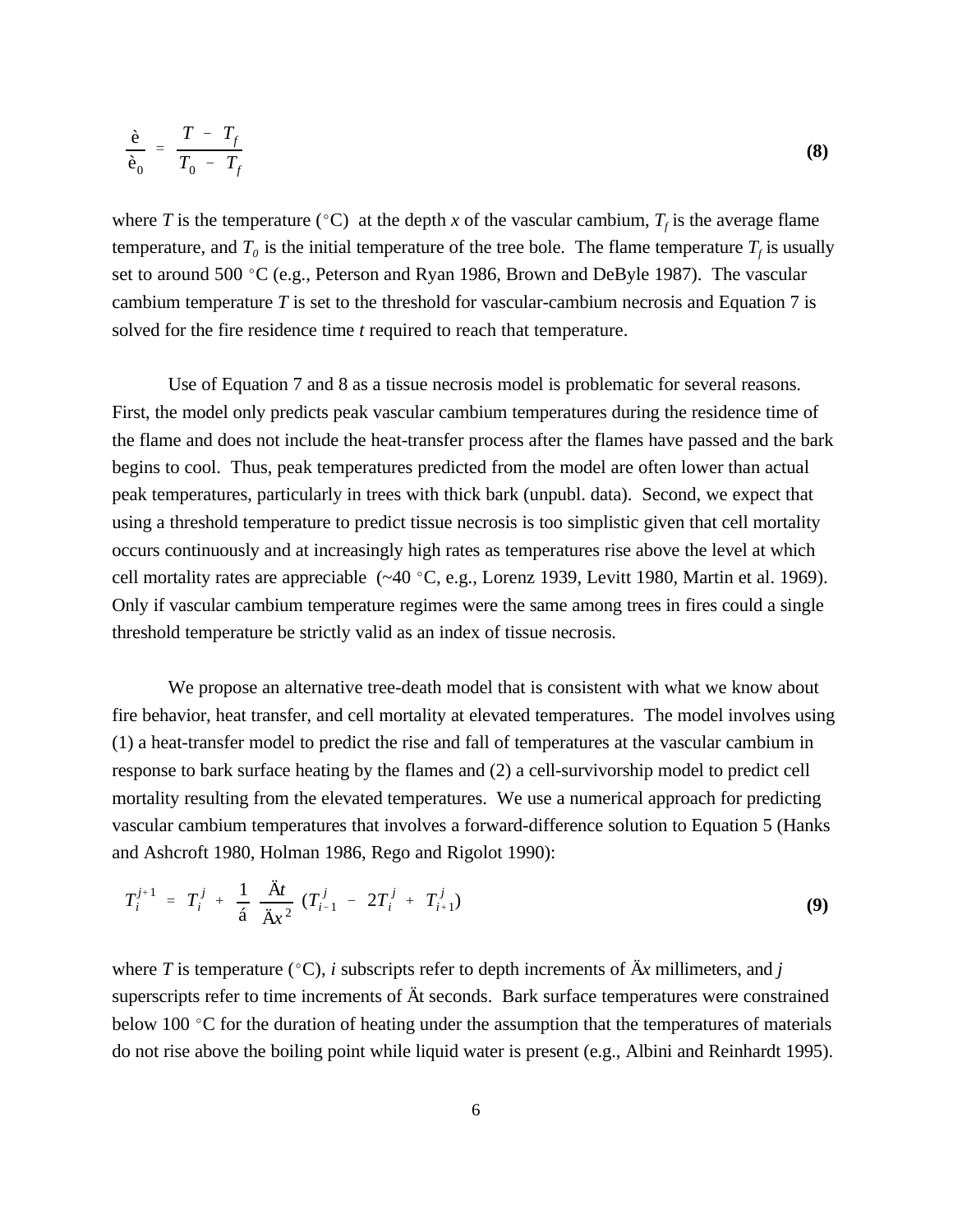$$\frac{\theta}{\theta_0} = \frac{T - T_f}{T_0 - T_f} \tag{8}$$

where $T$ is the temperature (°C) at the depth $x$ of the vascular cambium, $T_f$ is the average flame temperature, and $T_0$ is the initial temperature of the tree bole. The flame temperature $T_f$ is usually set to around 500 °C (e.g., Peterson and Ryan 1986, Brown and DeByle 1987). The vascular cambium temperature $T$ is set to the threshold for vascular-cambium necrosis and Equation 7 is solved for the fire residence time $t$ required to reach that temperature.

Use of Equation 7 and 8 as a tissue necrosis model is problematic for several reasons. First, the model only predicts peak vascular cambium temperatures during the residence time of the flame and does not include the heat-transfer process after the flames have passed and the bark begins to cool. Thus, peak temperatures predicted from the model are often lower than actual peak temperatures, particularly in trees with thick bark (unpubl. data). Second, we expect that using a threshold temperature to predict tissue necrosis is too simplistic given that cell mortality occurs continuously and at increasingly high rates as temperatures rise above the level at which cell mortality rates are appreciable (~40 °C, e.g., Lorenz 1939, Levitt 1980, Martin et al. 1969). Only if vascular cambium temperature regimes were the same among trees in fires could a single threshold temperature be strictly valid as an index of tissue necrosis.

We propose an alternative tree-death model that is consistent with what we know about fire behavior, heat transfer, and cell mortality at elevated temperatures. The model involves using (1) a heat-transfer model to predict the rise and fall of temperatures at the vascular cambium in response to bark surface heating by the flames and (2) a cell-survivorship model to predict cell mortality resulting from the elevated temperatures. We use a numerical approach for predicting vascular cambium temperatures that involves a forward-difference solution to Equation 5 (Hanks and Ashcroft 1980, Holman 1986, Rego and Rigolot 1990):

$$T_i^{j+1} = T_i^j + \frac{1}{\alpha}\frac{\Delta t}{\Delta x^2}\left(T_{i-1}^j - 2T_i^j + T_{i+1}^j\right) \tag{9}$$

where $T$ is temperature (°C), $i$ subscripts refer to depth increments of $\Delta x$ millimeters, and $j$ superscripts refer to time increments of $\Delta t$ seconds. Bark surface temperatures were constrained below 100 °C for the duration of heating under the assumption that the temperatures of materials do not rise above the boiling point while liquid water is present (e.g., Albini and Reinhardt 1995).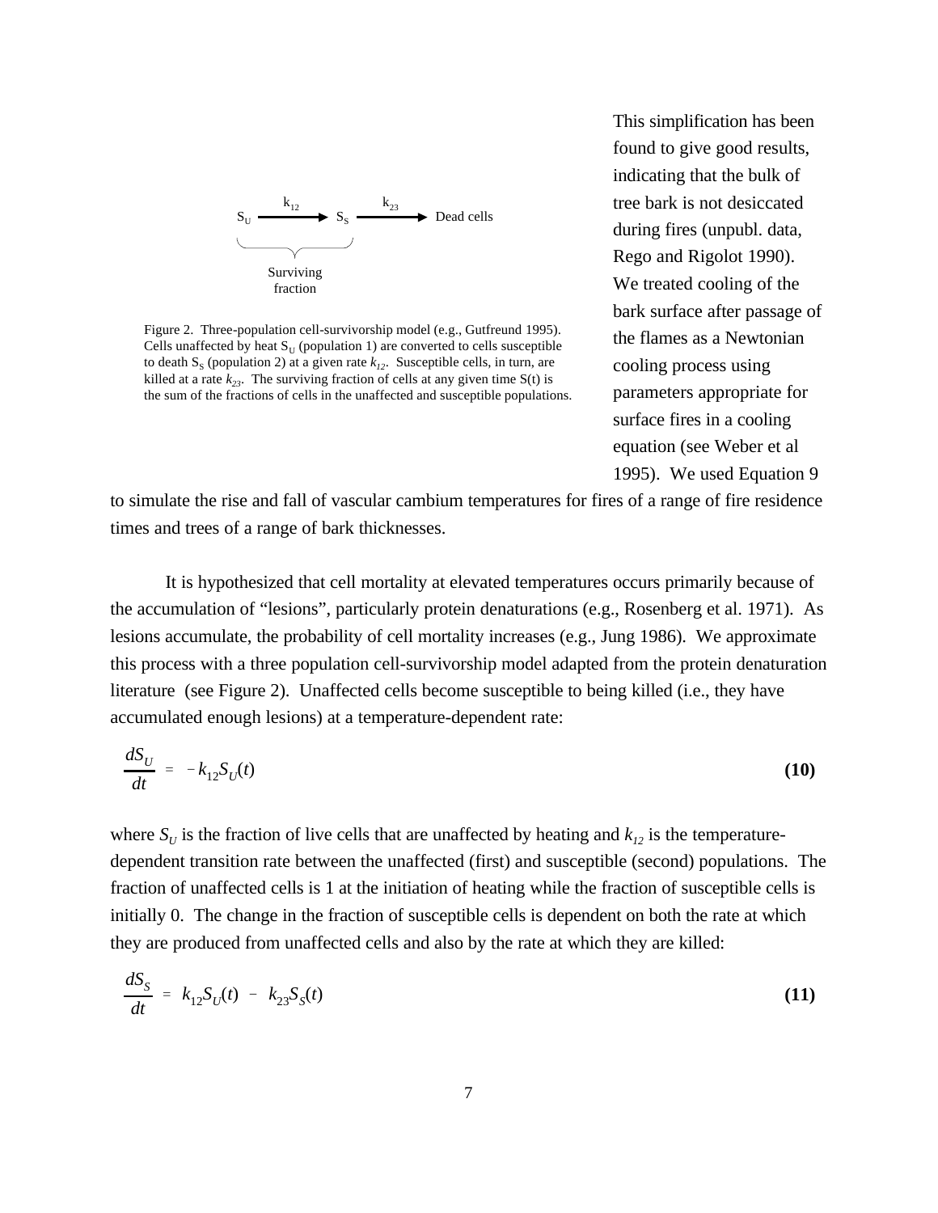This simplification has been found to give good results, indicating that the bulk of tree bark is not desiccated during fires (unpubl. data, Rego and Rigolot 1990). We treated cooling of the bark surface after passage of the flames as a Newtonian cooling process using parameters appropriate for surface fires in a cooling equation (see Weber et al 1995). We used Equation 9 to simulate the rise and fall of vascular cambium temperatures for fires of a range of fire residence times and trees of a range of bark thicknesses.

$$S_U \xrightarrow{k_{12}} S_S \xrightarrow{k_{23}} \text{Dead cells}$$

Surviving fraction ($S_U$ + $S_S$)

Figure 2. Three-population cell-survivorship model (e.g., Gutfreund 1995). Cells unaffected by heat $S_U$ (population 1) are converted to cells susceptible to death $S_S$ (population 2) at a given rate $k_{12}$. Susceptible cells, in turn, are killed at a rate $k_{23}$. The surviving fraction of cells at any given time S(t) is the sum of the fractions of cells in the unaffected and susceptible populations.

It is hypothesized that cell mortality at elevated temperatures occurs primarily because of the accumulation of "lesions", particularly protein denaturations (e.g., Rosenberg et al. 1971). As lesions accumulate, the probability of cell mortality increases (e.g., Jung 1986). We approximate this process with a three population cell-survivorship model adapted from the protein denaturation literature (see Figure 2). Unaffected cells become susceptible to being killed (i.e., they have accumulated enough lesions) at a temperature-dependent rate:

$$\frac{dS_U}{dt} = -k_{12}S_U(t) \qquad \textbf{(10)}$$

where $S_U$ is the fraction of live cells that are unaffected by heating and $k_{12}$ is the temperature-dependent transition rate between the unaffected (first) and susceptible (second) populations. The fraction of unaffected cells is 1 at the initiation of heating while the fraction of susceptible cells is initially 0. The change in the fraction of susceptible cells is dependent on both the rate at which they are produced from unaffected cells and also by the rate at which they are killed:

$$\frac{dS_S}{dt} = k_{12}S_U(t) - k_{23}S_S(t) \qquad \textbf{(11)}$$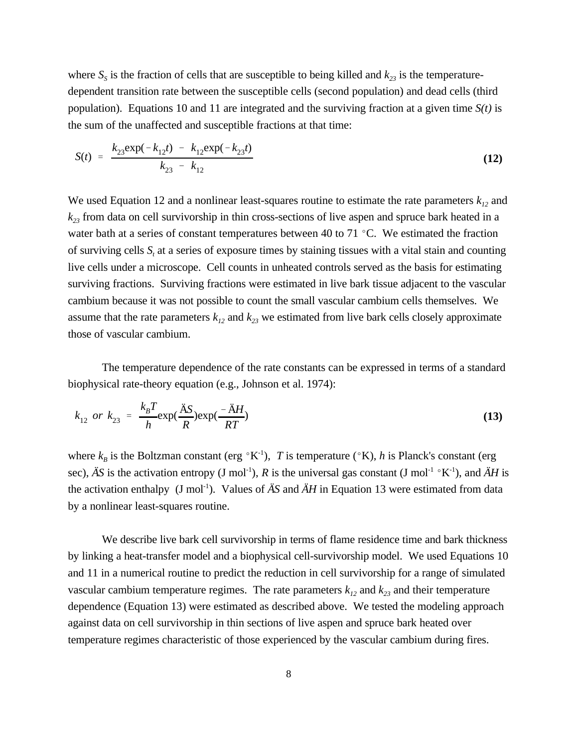where $S_S$ is the fraction of cells that are susceptible to being killed and $k_{23}$ is the temperature-dependent transition rate between the susceptible cells (second population) and dead cells (third population). Equations 10 and 11 are integrated and the surviving fraction at a given time *S(t)* is the sum of the unaffected and susceptible fractions at that time:

$$S(t) = \frac{k_{23}\exp(-k_{12}t) - k_{12}\exp(-k_{23}t)}{k_{23} - k_{12}} \quad \textbf{(12)}$$

We used Equation 12 and a nonlinear least-squares routine to estimate the rate parameters $k_{12}$ and $k_{23}$ from data on cell survivorship in thin cross-sections of live aspen and spruce bark heated in a water bath at a series of constant temperatures between 40 to 71 °C. We estimated the fraction of surviving cells $S_t$ at a series of exposure times by staining tissues with a vital stain and counting live cells under a microscope. Cell counts in unheated controls served as the basis for estimating surviving fractions. Surviving fractions were estimated in live bark tissue adjacent to the vascular cambium because it was not possible to count the small vascular cambium cells themselves. We assume that the rate parameters $k_{12}$ and $k_{23}$ we estimated from live bark cells closely approximate those of vascular cambium.

The temperature dependence of the rate constants can be expressed in terms of a standard biophysical rate-theory equation (e.g., Johnson et al. 1974):

$$k_{12} \ or \ k_{23} = \frac{k_B T}{h}\exp\left(\frac{\Delta S}{R}\right)\exp\left(\frac{-\Delta H}{RT}\right) \quad \textbf{(13)}$$

where $k_B$ is the Boltzman constant (erg °K$^{-1}$), $T$ is temperature (°K), $h$ is Planck's constant (erg sec), $\Delta S$ is the activation entropy (J mol$^{-1}$), $R$ is the universal gas constant (J mol$^{-1}$ °K$^{-1}$), and $\Delta H$ is the activation enthalpy (J mol$^{-1}$). Values of $\Delta S$ and $\Delta H$ in Equation 13 were estimated from data by a nonlinear least-squares routine.

We describe live bark cell survivorship in terms of flame residence time and bark thickness by linking a heat-transfer model and a biophysical cell-survivorship model. We used Equations 10 and 11 in a numerical routine to predict the reduction in cell survivorship for a range of simulated vascular cambium temperature regimes. The rate parameters $k_{12}$ and $k_{23}$ and their temperature dependence (Equation 13) were estimated as described above. We tested the modeling approach against data on cell survivorship in thin sections of live aspen and spruce bark heated over temperature regimes characteristic of those experienced by the vascular cambium during fires.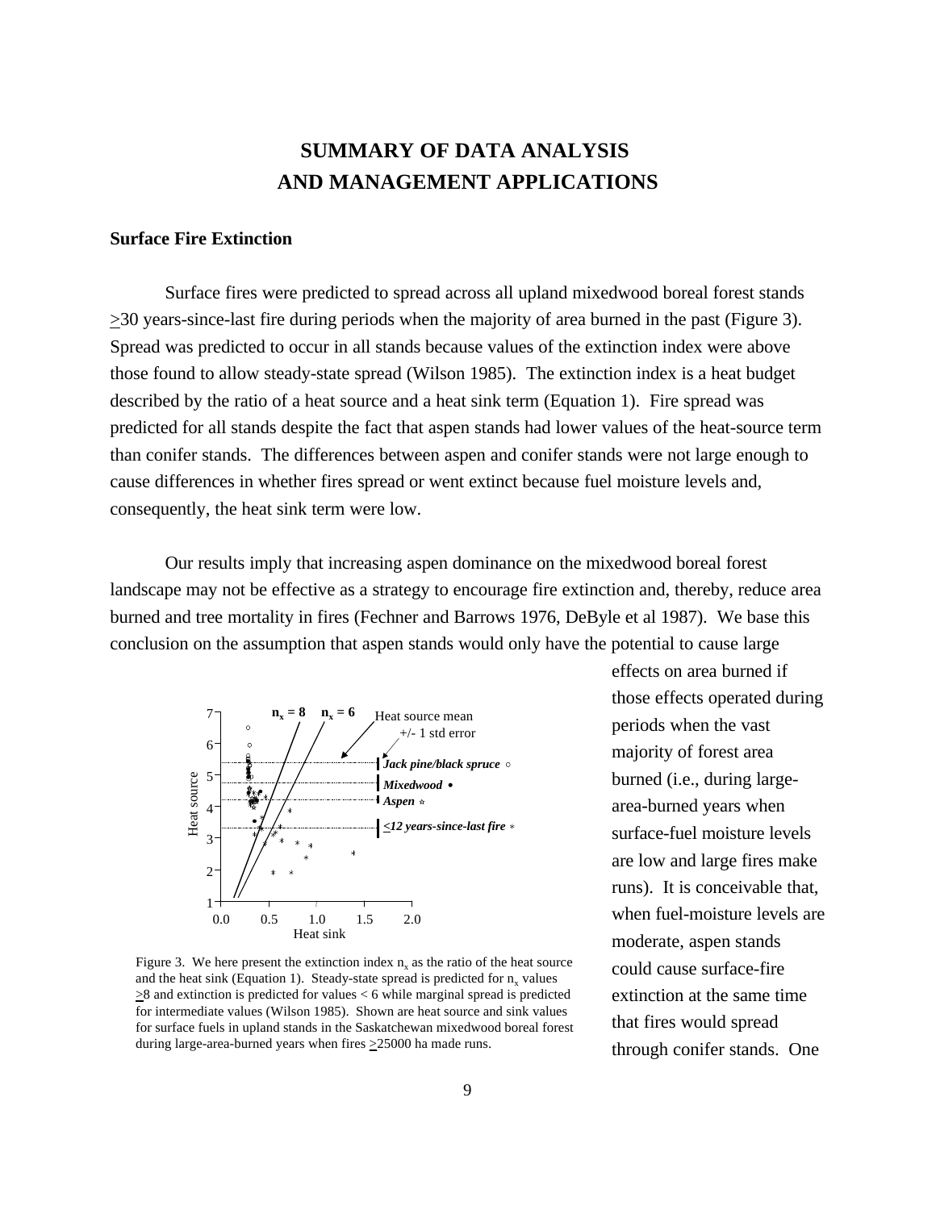# SUMMARY OF DATA ANALYSIS AND MANAGEMENT APPLICATIONS

## Surface Fire Extinction

Surface fires were predicted to spread across all upland mixedwood boreal forest stands $\geq$30 years-since-last fire during periods when the majority of area burned in the past (Figure 3). Spread was predicted to occur in all stands because values of the extinction index were above those found to allow steady-state spread (Wilson 1985). The extinction index is a heat budget described by the ratio of a heat source and a heat sink term (Equation 1). Fire spread was predicted for all stands despite the fact that aspen stands had lower values of the heat-source term than conifer stands. The differences between aspen and conifer stands were not large enough to cause differences in whether fires spread or went extinct because fuel moisture levels and, consequently, the heat sink term were low.

Our results imply that increasing aspen dominance on the mixedwood boreal forest landscape may not be effective as a strategy to encourage fire extinction and, thereby, reduce area burned and tree mortality in fires (Fechner and Barrows 1976, DeByle et al 1987). We base this conclusion on the assumption that aspen stands would only have the potential to cause large effects on area burned if those effects operated during periods when the vast majority of forest area burned (i.e., during large-area-burned years when surface-fuel moisture levels are low and large fires make runs). It is conceivable that, when fuel-moisture levels are moderate, aspen stands could cause surface-fire extinction at the same time that fires would spread through conifer stands. One

Figure 3. We here present the extinction index $n_x$ as the ratio of the heat source and the heat sink (Equation 1). Steady-state spread is predicted for $n_x$ values $\geq$8 and extinction is predicted for values < 6 while marginal spread is predicted for intermediate values (Wilson 1985). Shown are heat source and sink values for surface fuels in upland stands in the Saskatchewan mixedwood boreal forest during large-area-burned years when fires $\geq$25000 ha made runs.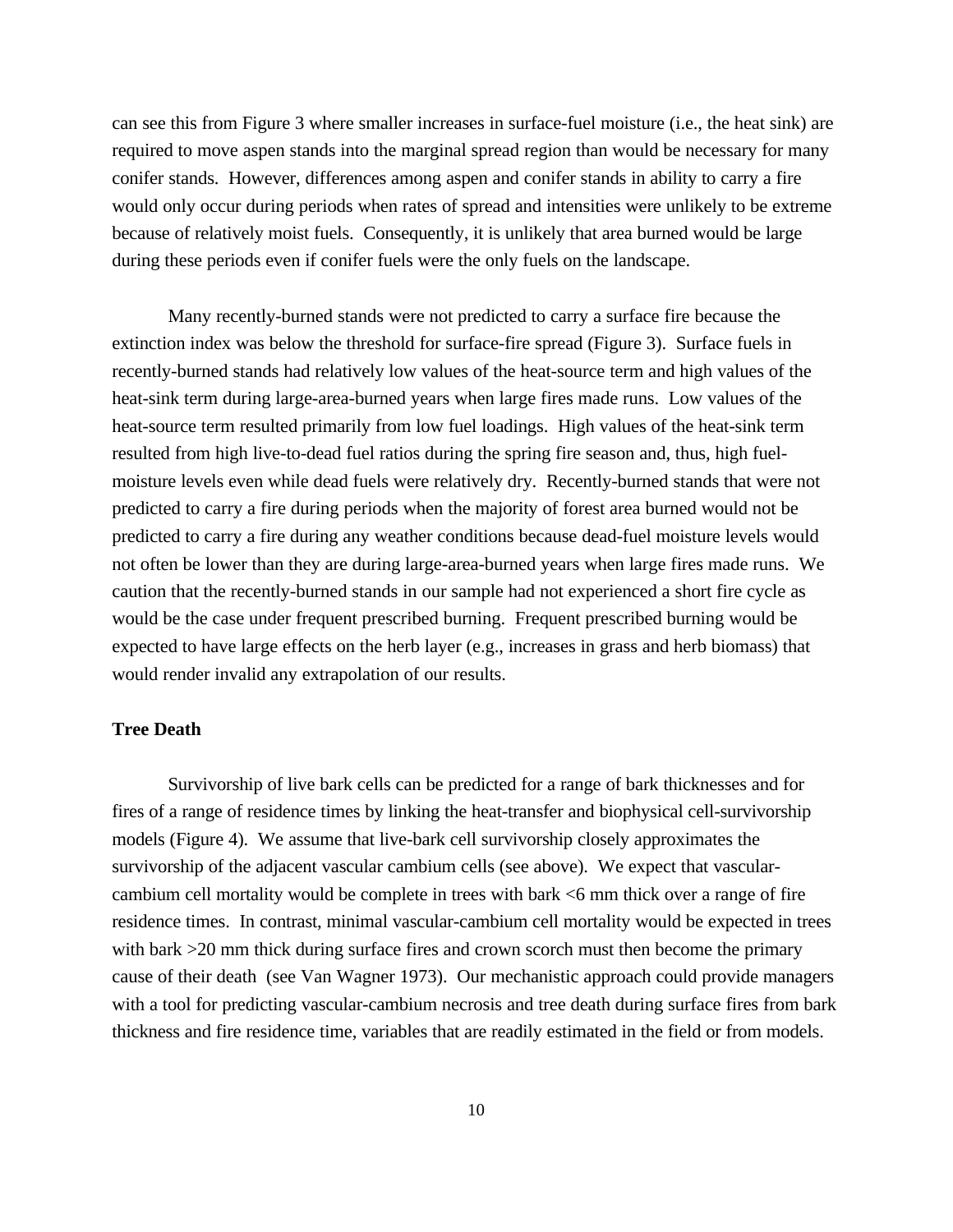can see this from Figure 3 where smaller increases in surface-fuel moisture (i.e., the heat sink) are required to move aspen stands into the marginal spread region than would be necessary for many conifer stands. However, differences among aspen and conifer stands in ability to carry a fire would only occur during periods when rates of spread and intensities were unlikely to be extreme because of relatively moist fuels. Consequently, it is unlikely that area burned would be large during these periods even if conifer fuels were the only fuels on the landscape.

Many recently-burned stands were not predicted to carry a surface fire because the extinction index was below the threshold for surface-fire spread (Figure 3). Surface fuels in recently-burned stands had relatively low values of the heat-source term and high values of the heat-sink term during large-area-burned years when large fires made runs. Low values of the heat-source term resulted primarily from low fuel loadings. High values of the heat-sink term resulted from high live-to-dead fuel ratios during the spring fire season and, thus, high fuel-moisture levels even while dead fuels were relatively dry. Recently-burned stands that were not predicted to carry a fire during periods when the majority of forest area burned would not be predicted to carry a fire during any weather conditions because dead-fuel moisture levels would not often be lower than they are during large-area-burned years when large fires made runs. We caution that the recently-burned stands in our sample had not experienced a short fire cycle as would be the case under frequent prescribed burning. Frequent prescribed burning would be expected to have large effects on the herb layer (e.g., increases in grass and herb biomass) that would render invalid any extrapolation of our results.

**Tree Death**

Survivorship of live bark cells can be predicted for a range of bark thicknesses and for fires of a range of residence times by linking the heat-transfer and biophysical cell-survivorship models (Figure 4). We assume that live-bark cell survivorship closely approximates the survivorship of the adjacent vascular cambium cells (see above). We expect that vascular-cambium cell mortality would be complete in trees with bark <6 mm thick over a range of fire residence times. In contrast, minimal vascular-cambium cell mortality would be expected in trees with bark >20 mm thick during surface fires and crown scorch must then become the primary cause of their death (see Van Wagner 1973). Our mechanistic approach could provide managers with a tool for predicting vascular-cambium necrosis and tree death during surface fires from bark thickness and fire residence time, variables that are readily estimated in the field or from models.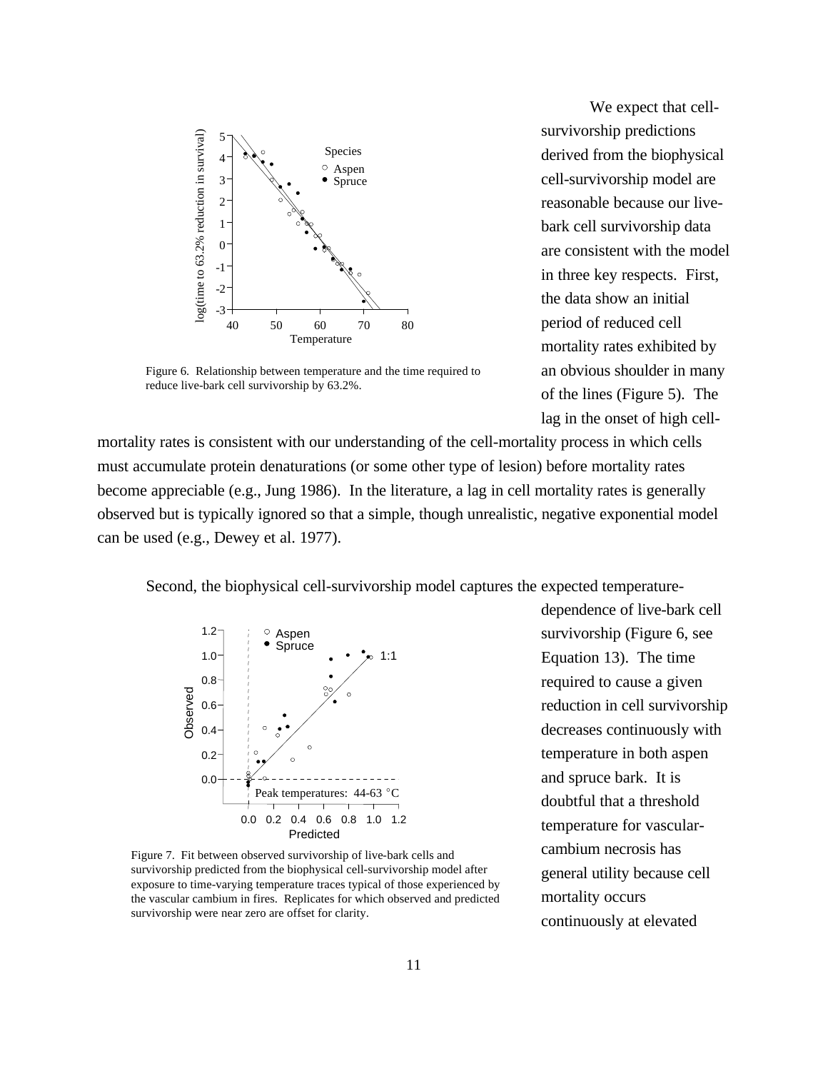Figure 6. Relationship between temperature and the time required to reduce live-bark cell survivorship by 63.2%.

We expect that cell-survivorship predictions derived from the biophysical cell-survivorship model are reasonable because our live-bark cell survivorship data are consistent with the model in three key respects. First, the data show an initial period of reduced cell mortality rates exhibited by an obvious shoulder in many of the lines (Figure 5). The lag in the onset of high cell-mortality rates is consistent with our understanding of the cell-mortality process in which cells must accumulate protein denaturations (or some other type of lesion) before mortality rates become appreciable (e.g., Jung 1986). In the literature, a lag in cell mortality rates is generally observed but is typically ignored so that a simple, though unrealistic, negative exponential model can be used (e.g., Dewey et al. 1977).

Second, the biophysical cell-survivorship model captures the expected temperature-dependence of live-bark cell survivorship (Figure 6, see Equation 13). The time required to cause a given reduction in cell survivorship decreases continuously with temperature in both aspen and spruce bark. It is doubtful that a threshold temperature for vascular-cambium necrosis has general utility because cell mortality occurs continuously at elevated

Figure 7. Fit between observed survivorship of live-bark cells and survivorship predicted from the biophysical cell-survivorship model after exposure to time-varying temperature traces typical of those experienced by the vascular cambium in fires. Replicates for which observed and predicted survivorship were near zero are offset for clarity.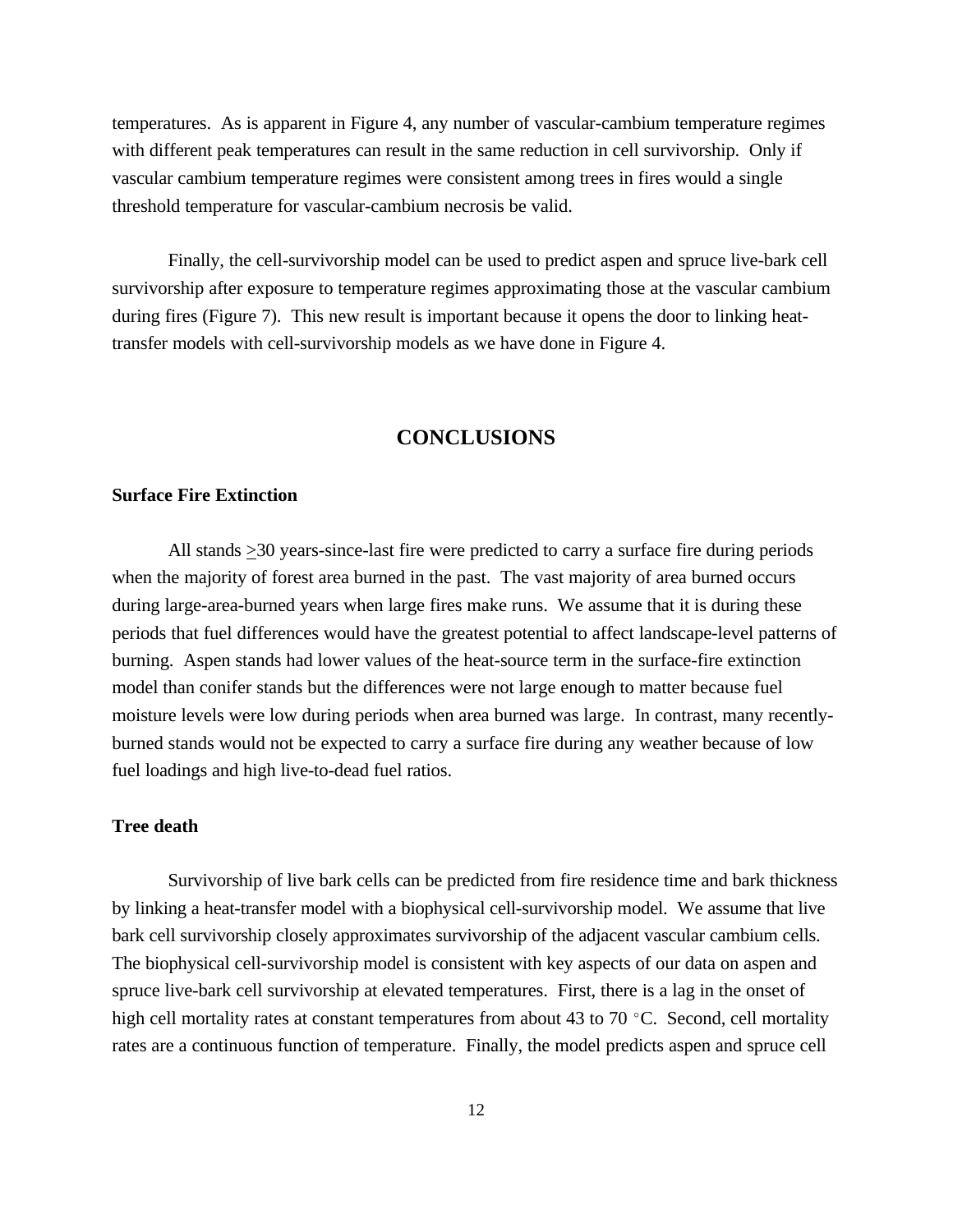temperatures. As is apparent in Figure 4, any number of vascular-cambium temperature regimes with different peak temperatures can result in the same reduction in cell survivorship. Only if vascular cambium temperature regimes were consistent among trees in fires would a single threshold temperature for vascular-cambium necrosis be valid.

Finally, the cell-survivorship model can be used to predict aspen and spruce live-bark cell survivorship after exposure to temperature regimes approximating those at the vascular cambium during fires (Figure 7). This new result is important because it opens the door to linking heat-transfer models with cell-survivorship models as we have done in Figure 4.

## CONCLUSIONS

### Surface Fire Extinction

All stands ≥30 years-since-last fire were predicted to carry a surface fire during periods when the majority of forest area burned in the past. The vast majority of area burned occurs during large-area-burned years when large fires make runs. We assume that it is during these periods that fuel differences would have the greatest potential to affect landscape-level patterns of burning. Aspen stands had lower values of the heat-source term in the surface-fire extinction model than conifer stands but the differences were not large enough to matter because fuel moisture levels were low during periods when area burned was large. In contrast, many recently-burned stands would not be expected to carry a surface fire during any weather because of low fuel loadings and high live-to-dead fuel ratios.

### Tree death

Survivorship of live bark cells can be predicted from fire residence time and bark thickness by linking a heat-transfer model with a biophysical cell-survivorship model. We assume that live bark cell survivorship closely approximates survivorship of the adjacent vascular cambium cells. The biophysical cell-survivorship model is consistent with key aspects of our data on aspen and spruce live-bark cell survivorship at elevated temperatures. First, there is a lag in the onset of high cell mortality rates at constant temperatures from about 43 to 70 °C. Second, cell mortality rates are a continuous function of temperature. Finally, the model predicts aspen and spruce cell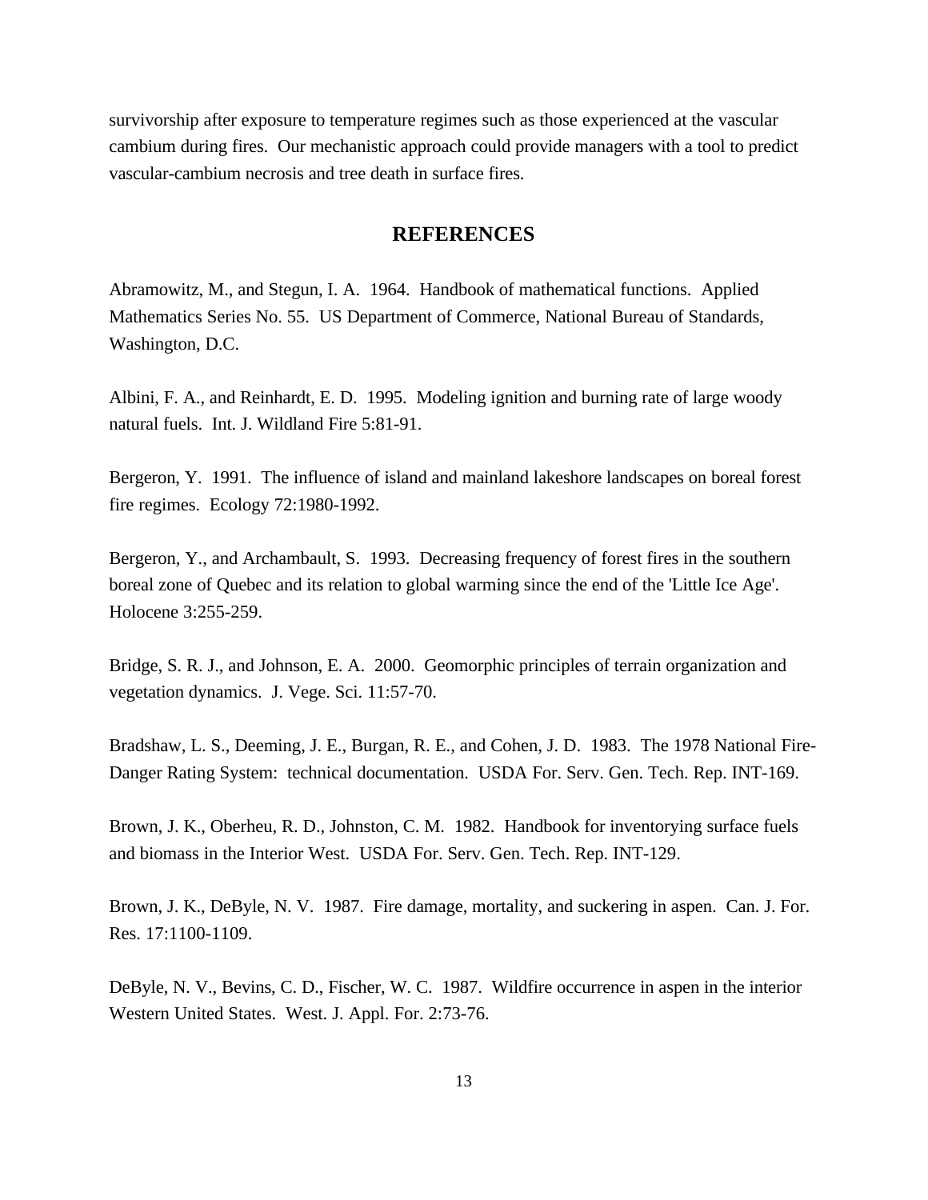survivorship after exposure to temperature regimes such as those experienced at the vascular cambium during fires. Our mechanistic approach could provide managers with a tool to predict vascular-cambium necrosis and tree death in surface fires.

## REFERENCES

Abramowitz, M., and Stegun, I. A. 1964. Handbook of mathematical functions. Applied Mathematics Series No. 55. US Department of Commerce, National Bureau of Standards, Washington, D.C.

Albini, F. A., and Reinhardt, E. D. 1995. Modeling ignition and burning rate of large woody natural fuels. Int. J. Wildland Fire 5:81-91.

Bergeron, Y. 1991. The influence of island and mainland lakeshore landscapes on boreal forest fire regimes. Ecology 72:1980-1992.

Bergeron, Y., and Archambault, S. 1993. Decreasing frequency of forest fires in the southern boreal zone of Quebec and its relation to global warming since the end of the 'Little Ice Age'. Holocene 3:255-259.

Bridge, S. R. J., and Johnson, E. A. 2000. Geomorphic principles of terrain organization and vegetation dynamics. J. Vege. Sci. 11:57-70.

Bradshaw, L. S., Deeming, J. E., Burgan, R. E., and Cohen, J. D. 1983. The 1978 National Fire-Danger Rating System: technical documentation. USDA For. Serv. Gen. Tech. Rep. INT-169.

Brown, J. K., Oberheu, R. D., Johnston, C. M. 1982. Handbook for inventorying surface fuels and biomass in the Interior West. USDA For. Serv. Gen. Tech. Rep. INT-129.

Brown, J. K., DeByle, N. V. 1987. Fire damage, mortality, and suckering in aspen. Can. J. For. Res. 17:1100-1109.

DeByle, N. V., Bevins, C. D., Fischer, W. C. 1987. Wildfire occurrence in aspen in the interior Western United States. West. J. Appl. For. 2:73-76.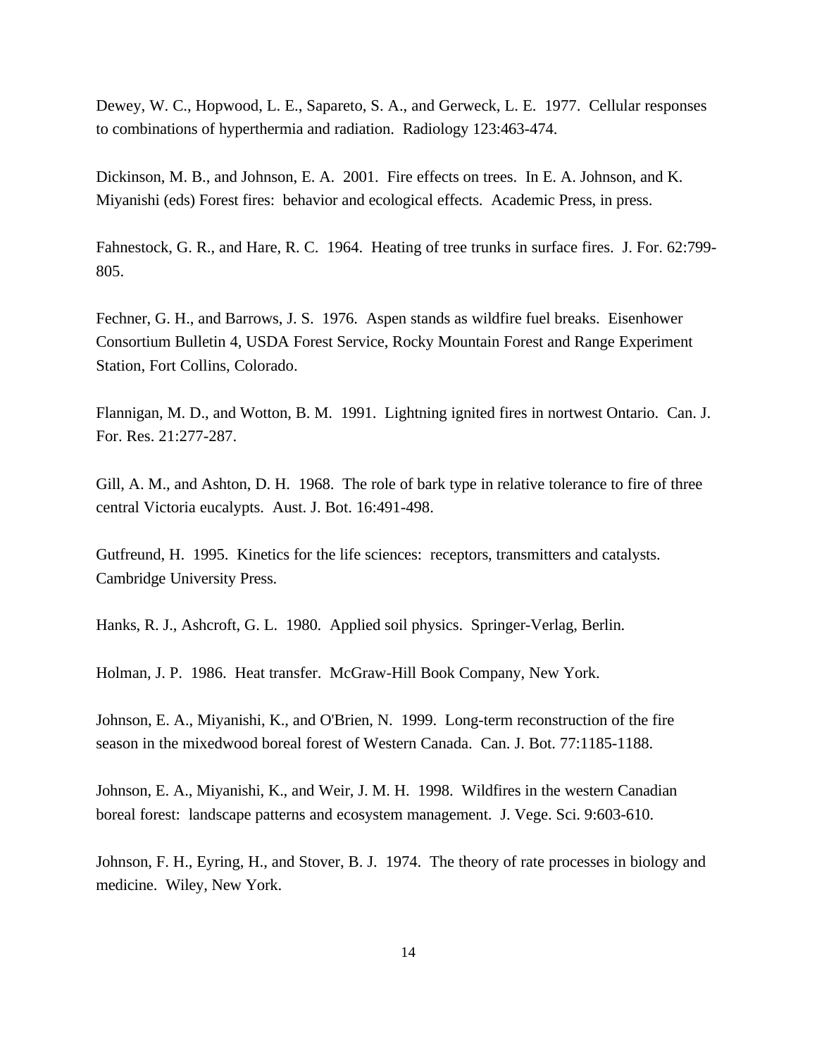Dewey, W. C., Hopwood, L. E., Sapareto, S. A., and Gerweck, L. E. 1977. Cellular responses to combinations of hyperthermia and radiation. Radiology 123:463-474.

Dickinson, M. B., and Johnson, E. A. 2001. Fire effects on trees. In E. A. Johnson, and K. Miyanishi (eds) Forest fires: behavior and ecological effects. Academic Press, in press.

Fahnestock, G. R., and Hare, R. C. 1964. Heating of tree trunks in surface fires. J. For. 62:799-805.

Fechner, G. H., and Barrows, J. S. 1976. Aspen stands as wildfire fuel breaks. Eisenhower Consortium Bulletin 4, USDA Forest Service, Rocky Mountain Forest and Range Experiment Station, Fort Collins, Colorado.

Flannigan, M. D., and Wotton, B. M. 1991. Lightning ignited fires in nortwest Ontario. Can. J. For. Res. 21:277-287.

Gill, A. M., and Ashton, D. H. 1968. The role of bark type in relative tolerance to fire of three central Victoria eucalypts. Aust. J. Bot. 16:491-498.

Gutfreund, H. 1995. Kinetics for the life sciences: receptors, transmitters and catalysts. Cambridge University Press.

Hanks, R. J., Ashcroft, G. L. 1980. Applied soil physics. Springer-Verlag, Berlin.

Holman, J. P. 1986. Heat transfer. McGraw-Hill Book Company, New York.

Johnson, E. A., Miyanishi, K., and O'Brien, N. 1999. Long-term reconstruction of the fire season in the mixedwood boreal forest of Western Canada. Can. J. Bot. 77:1185-1188.

Johnson, E. A., Miyanishi, K., and Weir, J. M. H. 1998. Wildfires in the western Canadian boreal forest: landscape patterns and ecosystem management. J. Vege. Sci. 9:603-610.

Johnson, F. H., Eyring, H., and Stover, B. J. 1974. The theory of rate processes in biology and medicine. Wiley, New York.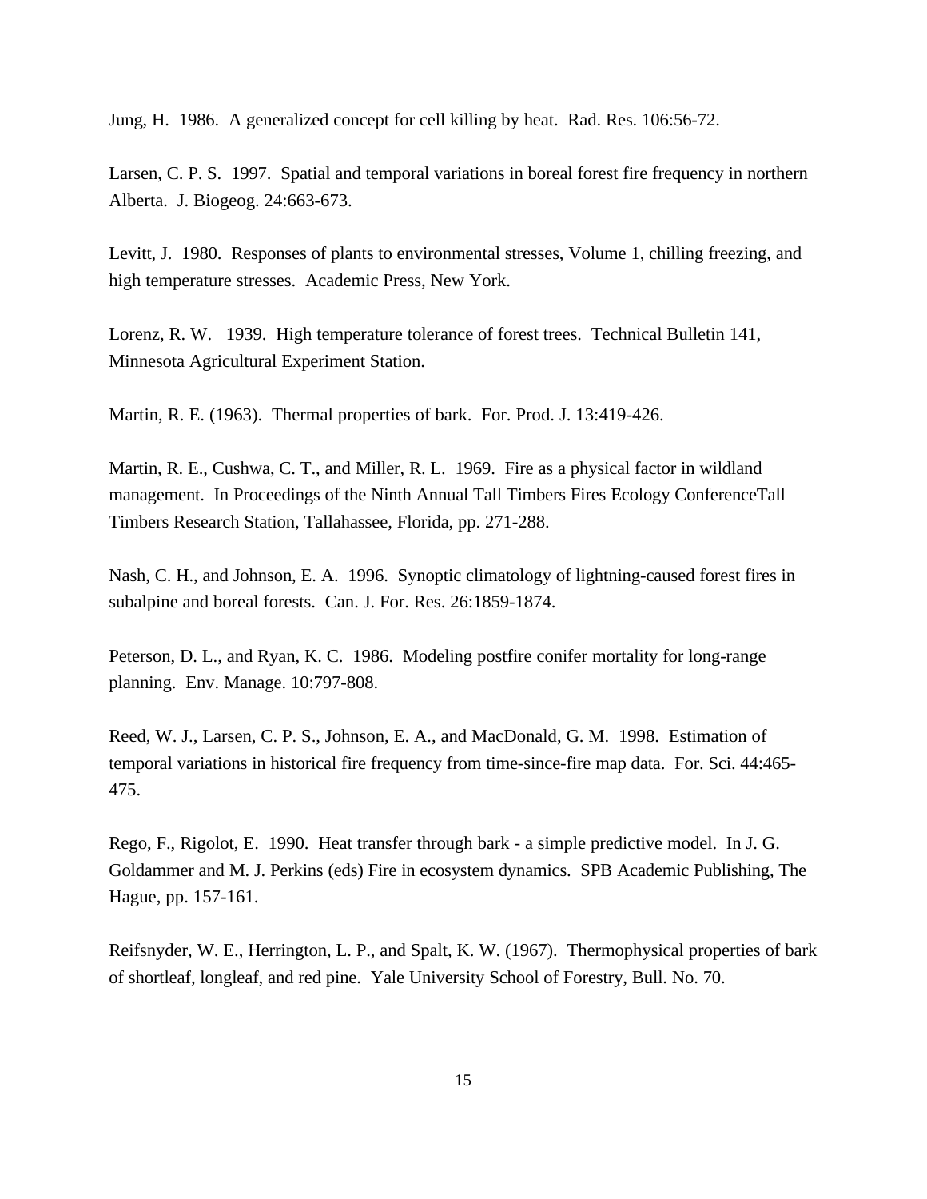Jung, H. 1986. A generalized concept for cell killing by heat. Rad. Res. 106:56-72.

Larsen, C. P. S. 1997. Spatial and temporal variations in boreal forest fire frequency in northern Alberta. J. Biogeog. 24:663-673.

Levitt, J. 1980. Responses of plants to environmental stresses, Volume 1, chilling freezing, and high temperature stresses. Academic Press, New York.

Lorenz, R. W. 1939. High temperature tolerance of forest trees. Technical Bulletin 141, Minnesota Agricultural Experiment Station.

Martin, R. E. (1963). Thermal properties of bark. For. Prod. J. 13:419-426.

Martin, R. E., Cushwa, C. T., and Miller, R. L. 1969. Fire as a physical factor in wildland management. In Proceedings of the Ninth Annual Tall Timbers Fires Ecology ConferenceTall Timbers Research Station, Tallahassee, Florida, pp. 271-288.

Nash, C. H., and Johnson, E. A. 1996. Synoptic climatology of lightning-caused forest fires in subalpine and boreal forests. Can. J. For. Res. 26:1859-1874.

Peterson, D. L., and Ryan, K. C. 1986. Modeling postfire conifer mortality for long-range planning. Env. Manage. 10:797-808.

Reed, W. J., Larsen, C. P. S., Johnson, E. A., and MacDonald, G. M. 1998. Estimation of temporal variations in historical fire frequency from time-since-fire map data. For. Sci. 44:465-475.

Rego, F., Rigolot, E. 1990. Heat transfer through bark - a simple predictive model. In J. G. Goldammer and M. J. Perkins (eds) Fire in ecosystem dynamics. SPB Academic Publishing, The Hague, pp. 157-161.

Reifsnyder, W. E., Herrington, L. P., and Spalt, K. W. (1967). Thermophysical properties of bark of shortleaf, longleaf, and red pine. Yale University School of Forestry, Bull. No. 70.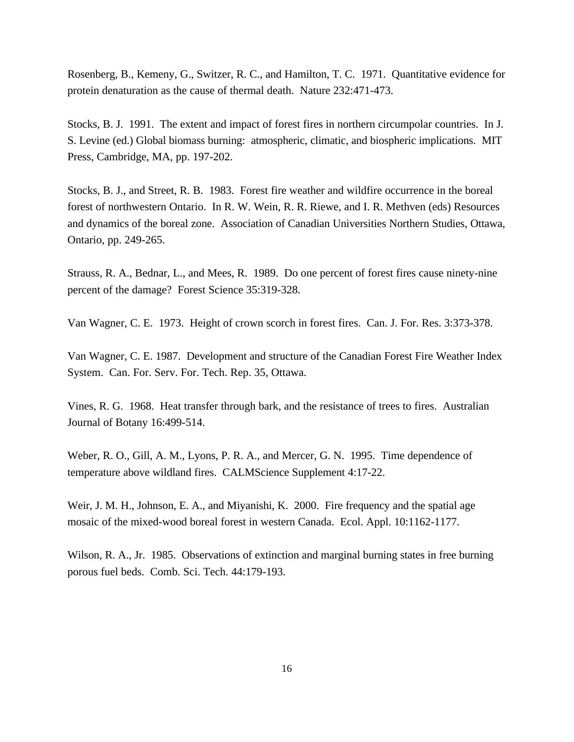Rosenberg, B., Kemeny, G., Switzer, R. C., and Hamilton, T. C. 1971. Quantitative evidence for protein denaturation as the cause of thermal death. Nature 232:471-473.

Stocks, B. J. 1991. The extent and impact of forest fires in northern circumpolar countries. In J. S. Levine (ed.) Global biomass burning: atmospheric, climatic, and biospheric implications. MIT Press, Cambridge, MA, pp. 197-202.

Stocks, B. J., and Street, R. B. 1983. Forest fire weather and wildfire occurrence in the boreal forest of northwestern Ontario. In R. W. Wein, R. R. Riewe, and I. R. Methven (eds) Resources and dynamics of the boreal zone. Association of Canadian Universities Northern Studies, Ottawa, Ontario, pp. 249-265.

Strauss, R. A., Bednar, L., and Mees, R. 1989. Do one percent of forest fires cause ninety-nine percent of the damage? Forest Science 35:319-328.

Van Wagner, C. E. 1973. Height of crown scorch in forest fires. Can. J. For. Res. 3:373-378.

Van Wagner, C. E. 1987. Development and structure of the Canadian Forest Fire Weather Index System. Can. For. Serv. For. Tech. Rep. 35, Ottawa.

Vines, R. G. 1968. Heat transfer through bark, and the resistance of trees to fires. Australian Journal of Botany 16:499-514.

Weber, R. O., Gill, A. M., Lyons, P. R. A., and Mercer, G. N. 1995. Time dependence of temperature above wildland fires. CALMScience Supplement 4:17-22.

Weir, J. M. H., Johnson, E. A., and Miyanishi, K. 2000. Fire frequency and the spatial age mosaic of the mixed-wood boreal forest in western Canada. Ecol. Appl. 10:1162-1177.

Wilson, R. A., Jr. 1985. Observations of extinction and marginal burning states in free burning porous fuel beds. Comb. Sci. Tech. 44:179-193.